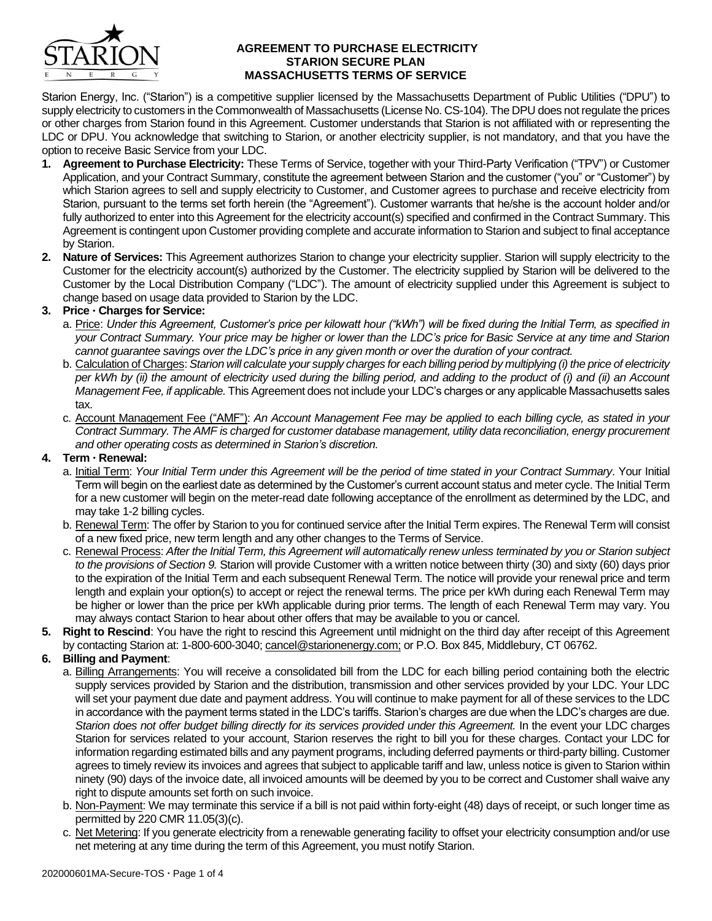# AGREEMENT TO PURCHASE ELECTRICITY
## STARION SECURE PLAN
## MASSACHUSETTS TERMS OF SERVICE

Starion Energy, Inc. ("Starion") is a competitive supplier licensed by the Massachusetts Department of Public Utilities ("DPU") to supply electricity to customers in the Commonwealth of Massachusetts (License No. CS-104). The DPU does not regulate the prices or other charges from Starion found in this Agreement. Customer understands that Starion is not affiliated with or representing the LDC or DPU. You acknowledge that switching to Starion, or another electricity supplier, is not mandatory, and that you have the option to receive Basic Service from your LDC.

1. **Agreement to Purchase Electricity:** These Terms of Service, together with your Third-Party Verification ("TPV") or Customer Application, and your Contract Summary, constitute the agreement between Starion and the customer ("you" or "Customer") by which Starion agrees to sell and supply electricity to Customer, and Customer agrees to purchase and receive electricity from Starion, pursuant to the terms set forth herein (the "Agreement"). Customer warrants that he/she is the account holder and/or fully authorized to enter into this Agreement for the electricity account(s) specified and confirmed in the Contract Summary. This Agreement is contingent upon Customer providing complete and accurate information to Starion and subject to final acceptance by Starion.
2. **Nature of Services:** This Agreement authorizes Starion to change your electricity supplier. Starion will supply electricity to the Customer for the electricity account(s) authorized by the Customer. The electricity supplied by Starion will be delivered to the Customer by the Local Distribution Company ("LDC"). The amount of electricity supplied under this Agreement is subject to change based on usage data provided to Starion by the LDC.
3. **Price · Charges for Service:**
   a. Price: *Under this Agreement, Customer's price per kilowatt hour ("kWh") will be fixed during the Initial Term, as specified in your Contract Summary. Your price may be higher or lower than the LDC's price for Basic Service at any time and Starion cannot guarantee savings over the LDC's price in any given month or over the duration of your contract.*
   b. Calculation of Charges: *Starion will calculate your supply charges for each billing period by multiplying (i) the price of electricity per kWh by (ii) the amount of electricity used during the billing period, and adding to the product of (i) and (ii) an Account Management Fee, if applicable.* This Agreement does not include your LDC's charges or any applicable Massachusetts sales tax.
   c. Account Management Fee ("AMF"): *An Account Management Fee may be applied to each billing cycle, as stated in your Contract Summary. The AMF is charged for customer database management, utility data reconciliation, energy procurement and other operating costs as determined in Starion's discretion.*
4. **Term · Renewal:**
   a. Initial Term: *Your Initial Term under this Agreement will be the period of time stated in your Contract Summary*. Your Initial Term will begin on the earliest date as determined by the Customer's current account status and meter cycle. The Initial Term for a new customer will begin on the meter-read date following acceptance of the enrollment as determined by the LDC, and may take 1-2 billing cycles.
   b. Renewal Term: The offer by Starion to you for continued service after the Initial Term expires. The Renewal Term will consist of a new fixed price, new term length and any other changes to the Terms of Service.
   c. Renewal Process: *After the Initial Term, this Agreement will automatically renew unless terminated by you or Starion subject to the provisions of Section 9.* Starion will provide Customer with a written notice between thirty (30) and sixty (60) days prior to the expiration of the Initial Term and each subsequent Renewal Term. The notice will provide your renewal price and term length and explain your option(s) to accept or reject the renewal terms. The price per kWh during each Renewal Term may be higher or lower than the price per kWh applicable during prior terms. The length of each Renewal Term may vary. You may always contact Starion to hear about other offers that may be available to you or cancel.
5. **Right to Rescind**: You have the right to rescind this Agreement until midnight on the third day after receipt of this Agreement by contacting Starion at: 1-800-600-3040; cancel@starionenergy.com; or P.O. Box 845, Middlebury, CT 06762.
6. **Billing and Payment**:
   a. Billing Arrangements: You will receive a consolidated bill from the LDC for each billing period containing both the electric supply services provided by Starion and the distribution, transmission and other services provided by your LDC. Your LDC will set your payment due date and payment address. You will continue to make payment for all of these services to the LDC in accordance with the payment terms stated in the LDC's tariffs. Starion's charges are due when the LDC's charges are due. *Starion does not offer budget billing directly for its services provided under this Agreement.* In the event your LDC charges Starion for services related to your account, Starion reserves the right to bill you for these charges. Contact your LDC for information regarding estimated bills and any payment programs, including deferred payments or third-party billing. Customer agrees to timely review its invoices and agrees that subject to applicable tariff and law, unless notice is given to Starion within ninety (90) days of the invoice date, all invoiced amounts will be deemed by you to be correct and Customer shall waive any right to dispute amounts set forth on such invoice.
   b. Non-Payment: We may terminate this service if a bill is not paid within forty-eight (48) days of receipt, or such longer time as permitted by 220 CMR 11.05(3)(c).
   c. Net Metering: If you generate electricity from a renewable generating facility to offset your electricity consumption and/or use net metering at any time during the term of this Agreement, you must notify Starion.

202000601MA-Secure-TOS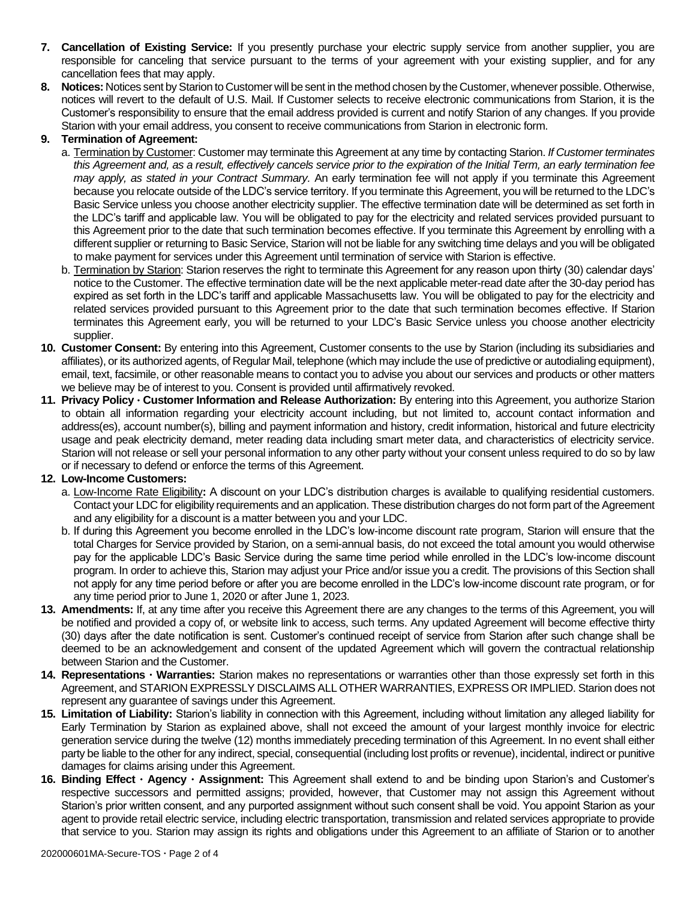7. **Cancellation of Existing Service:** If you presently purchase your electric supply service from another supplier, you are responsible for canceling that service pursuant to the terms of your agreement with your existing supplier, and for any cancellation fees that may apply.
8. **Notices:** Notices sent by Starion to Customer will be sent in the method chosen by the Customer, whenever possible. Otherwise, notices will revert to the default of U.S. Mail. If Customer selects to receive electronic communications from Starion, it is the Customer's responsibility to ensure that the email address provided is current and notify Starion of any changes. If you provide Starion with your email address, you consent to receive communications from Starion in electronic form.
9. **Termination of Agreement:**
   a. Termination by Customer: Customer may terminate this Agreement at any time by contacting Starion. *If Customer terminates this Agreement and, as a result, effectively cancels service prior to the expiration of the Initial Term, an early termination fee may apply, as stated in your Contract Summary.* An early termination fee will not apply if you terminate this Agreement because you relocate outside of the LDC's service territory. If you terminate this Agreement, you will be returned to the LDC's Basic Service unless you choose another electricity supplier. The effective termination date will be determined as set forth in the LDC's tariff and applicable law. You will be obligated to pay for the electricity and related services provided pursuant to this Agreement prior to the date that such termination becomes effective. If you terminate this Agreement by enrolling with a different supplier or returning to Basic Service, Starion will not be liable for any switching time delays and you will be obligated to make payment for services under this Agreement until termination of service with Starion is effective.
   b. Termination by Starion: Starion reserves the right to terminate this Agreement for any reason upon thirty (30) calendar days' notice to the Customer. The effective termination date will be the next applicable meter-read date after the 30-day period has expired as set forth in the LDC's tariff and applicable Massachusetts law. You will be obligated to pay for the electricity and related services provided pursuant to this Agreement prior to the date that such termination becomes effective. If Starion terminates this Agreement early, you will be returned to your LDC's Basic Service unless you choose another electricity supplier.
10. **Customer Consent:** By entering into this Agreement, Customer consents to the use by Starion (including its subsidiaries and affiliates), or its authorized agents, of Regular Mail, telephone (which may include the use of predictive or autodialing equipment), email, text, facsimile, or other reasonable means to contact you to advise you about our services and products or other matters we believe may be of interest to you. Consent is provided until affirmatively revoked.
11. **Privacy Policy · Customer Information and Release Authorization:** By entering into this Agreement, you authorize Starion to obtain all information regarding your electricity account including, but not limited to, account contact information and address(es), account number(s), billing and payment information and history, credit information, historical and future electricity usage and peak electricity demand, meter reading data including smart meter data, and characteristics of electricity service. Starion will not release or sell your personal information to any other party without your consent unless required to do so by law or if necessary to defend or enforce the terms of this Agreement.
12. **Low-Income Customers:**
   a. Low-Income Rate Eligibility**:** A discount on your LDC's distribution charges is available to qualifying residential customers. Contact your LDC for eligibility requirements and an application. These distribution charges do not form part of the Agreement and any eligibility for a discount is a matter between you and your LDC.
   b. If during this Agreement you become enrolled in the LDC's low-income discount rate program, Starion will ensure that the total Charges for Service provided by Starion, on a semi-annual basis, do not exceed the total amount you would otherwise pay for the applicable LDC's Basic Service during the same time period while enrolled in the LDC's low-income discount program. In order to achieve this, Starion may adjust your Price and/or issue you a credit. The provisions of this Section shall not apply for any time period before or after you are become enrolled in the LDC's low-income discount rate program, or for any time period prior to June 1, 2020 or after June 1, 2023.
13. **Amendments:** If, at any time after you receive this Agreement there are any changes to the terms of this Agreement, you will be notified and provided a copy of, or website link to access, such terms. Any updated Agreement will become effective thirty (30) days after the date notification is sent. Customer's continued receipt of service from Starion after such change shall be deemed to be an acknowledgement and consent of the updated Agreement which will govern the contractual relationship between Starion and the Customer.
14. **Representations · Warranties:** Starion makes no representations or warranties other than those expressly set forth in this Agreement, and STARION EXPRESSLY DISCLAIMS ALL OTHER WARRANTIES, EXPRESS OR IMPLIED. Starion does not represent any guarantee of savings under this Agreement.
15. **Limitation of Liability:** Starion's liability in connection with this Agreement, including without limitation any alleged liability for Early Termination by Starion as explained above, shall not exceed the amount of your largest monthly invoice for electric generation service during the twelve (12) months immediately preceding termination of this Agreement. In no event shall either party be liable to the other for any indirect, special, consequential (including lost profits or revenue), incidental, indirect or punitive damages for claims arising under this Agreement.
16. **Binding Effect · Agency · Assignment:** This Agreement shall extend to and be binding upon Starion's and Customer's respective successors and permitted assigns; provided, however, that Customer may not assign this Agreement without Starion's prior written consent, and any purported assignment without such consent shall be void. You appoint Starion as your agent to provide retail electric service, including electric transportation, transmission and related services appropriate to provide that service to you. Starion may assign its rights and obligations under this Agreement to an affiliate of Starion or to another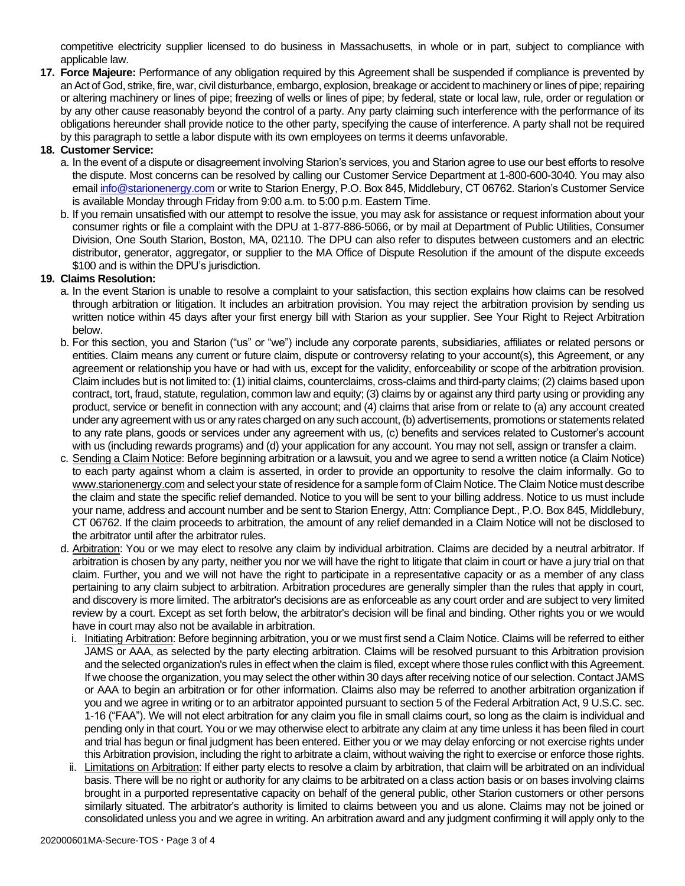competitive electricity supplier licensed to do business in Massachusetts, in whole or in part, subject to compliance with applicable law.

**17. Force Majeure:** Performance of any obligation required by this Agreement shall be suspended if compliance is prevented by an Act of God, strike, fire, war, civil disturbance, embargo, explosion, breakage or accident to machinery or lines of pipe; repairing or altering machinery or lines of pipe; freezing of wells or lines of pipe; by federal, state or local law, rule, order or regulation or by any other cause reasonably beyond the control of a party. Any party claiming such interference with the performance of its obligations hereunder shall provide notice to the other party, specifying the cause of interference. A party shall not be required by this paragraph to settle a labor dispute with its own employees on terms it deems unfavorable.

**18. Customer Service:**

a. In the event of a dispute or disagreement involving Starion's services, you and Starion agree to use our best efforts to resolve the dispute. Most concerns can be resolved by calling our Customer Service Department at 1-800-600-3040. You may also email info@starionenergy.com or write to Starion Energy, P.O. Box 845, Middlebury, CT 06762. Starion's Customer Service is available Monday through Friday from 9:00 a.m. to 5:00 p.m. Eastern Time.

b. If you remain unsatisfied with our attempt to resolve the issue, you may ask for assistance or request information about your consumer rights or file a complaint with the DPU at 1-877-886-5066, or by mail at Department of Public Utilities, Consumer Division, One South Starion, Boston, MA, 02110. The DPU can also refer to disputes between customers and an electric distributor, generator, aggregator, or supplier to the MA Office of Dispute Resolution if the amount of the dispute exceeds $100 and is within the DPU's jurisdiction.

**19. Claims Resolution:**

a. In the event Starion is unable to resolve a complaint to your satisfaction, this section explains how claims can be resolved through arbitration or litigation. It includes an arbitration provision. You may reject the arbitration provision by sending us written notice within 45 days after your first energy bill with Starion as your supplier. See Your Right to Reject Arbitration below.

b. For this section, you and Starion ("us" or "we") include any corporate parents, subsidiaries, affiliates or related persons or entities. Claim means any current or future claim, dispute or controversy relating to your account(s), this Agreement, or any agreement or relationship you have or had with us, except for the validity, enforceability or scope of the arbitration provision. Claim includes but is not limited to: (1) initial claims, counterclaims, cross-claims and third-party claims; (2) claims based upon contract, tort, fraud, statute, regulation, common law and equity; (3) claims by or against any third party using or providing any product, service or benefit in connection with any account; and (4) claims that arise from or relate to (a) any account created under any agreement with us or any rates charged on any such account, (b) advertisements, promotions or statements related to any rate plans, goods or services under any agreement with us, (c) benefits and services related to Customer's account with us (including rewards programs) and (d) your application for any account. You may not sell, assign or transfer a claim.

c. Sending a Claim Notice: Before beginning arbitration or a lawsuit, you and we agree to send a written notice (a Claim Notice) to each party against whom a claim is asserted, in order to provide an opportunity to resolve the claim informally. Go to www.starionenergy.com and select your state of residence for a sample form of Claim Notice. The Claim Notice must describe the claim and state the specific relief demanded. Notice to you will be sent to your billing address. Notice to us must include your name, address and account number and be sent to Starion Energy, Attn: Compliance Dept., P.O. Box 845, Middlebury, CT 06762. If the claim proceeds to arbitration, the amount of any relief demanded in a Claim Notice will not be disclosed to the arbitrator until after the arbitrator rules.

d. Arbitration: You or we may elect to resolve any claim by individual arbitration. Claims are decided by a neutral arbitrator. If arbitration is chosen by any party, neither you nor we will have the right to litigate that claim in court or have a jury trial on that claim. Further, you and we will not have the right to participate in a representative capacity or as a member of any class pertaining to any claim subject to arbitration. Arbitration procedures are generally simpler than the rules that apply in court, and discovery is more limited. The arbitrator's decisions are as enforceable as any court order and are subject to very limited review by a court. Except as set forth below, the arbitrator's decision will be final and binding. Other rights you or we would have in court may also not be available in arbitration.

   i. Initiating Arbitration: Before beginning arbitration, you or we must first send a Claim Notice. Claims will be referred to either JAMS or AAA, as selected by the party electing arbitration. Claims will be resolved pursuant to this Arbitration provision and the selected organization's rules in effect when the claim is filed, except where those rules conflict with this Agreement. If we choose the organization, you may select the other within 30 days after receiving notice of our selection. Contact JAMS or AAA to begin an arbitration or for other information. Claims also may be referred to another arbitration organization if you and we agree in writing or to an arbitrator appointed pursuant to section 5 of the Federal Arbitration Act, 9 U.S.C. sec. 1-16 ("FAA"). We will not elect arbitration for any claim you file in small claims court, so long as the claim is individual and pending only in that court. You or we may otherwise elect to arbitrate any claim at any time unless it has been filed in court and trial has begun or final judgment has been entered. Either you or we may delay enforcing or not exercise rights under this Arbitration provision, including the right to arbitrate a claim, without waiving the right to exercise or enforce those rights.

   ii. Limitations on Arbitration: If either party elects to resolve a claim by arbitration, that claim will be arbitrated on an individual basis. There will be no right or authority for any claims to be arbitrated on a class action basis or on bases involving claims brought in a purported representative capacity on behalf of the general public, other Starion customers or other persons similarly situated. The arbitrator's authority is limited to claims between you and us alone. Claims may not be joined or consolidated unless you and we agree in writing. An arbitration award and any judgment confirming it will apply only to the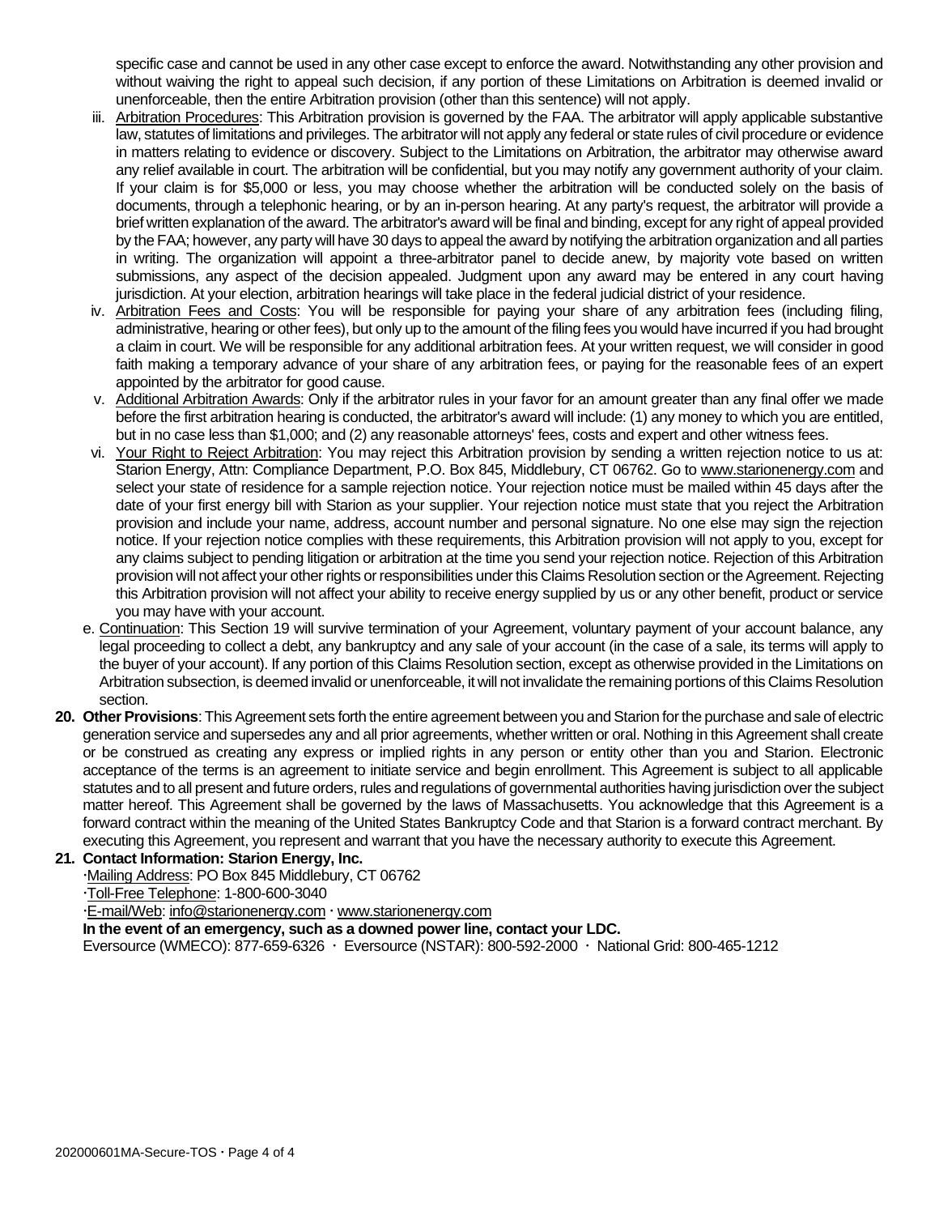specific case and cannot be used in any other case except to enforce the award. Notwithstanding any other provision and without waiving the right to appeal such decision, if any portion of these Limitations on Arbitration is deemed invalid or unenforceable, then the entire Arbitration provision (other than this sentence) will not apply.

iii. Arbitration Procedures: This Arbitration provision is governed by the FAA. The arbitrator will apply applicable substantive law, statutes of limitations and privileges. The arbitrator will not apply any federal or state rules of civil procedure or evidence in matters relating to evidence or discovery. Subject to the Limitations on Arbitration, the arbitrator may otherwise award any relief available in court. The arbitration will be confidential, but you may notify any government authority of your claim. If your claim is for $5,000 or less, you may choose whether the arbitration will be conducted solely on the basis of documents, through a telephonic hearing, or by an in-person hearing. At any party's request, the arbitrator will provide a brief written explanation of the award. The arbitrator's award will be final and binding, except for any right of appeal provided by the FAA; however, any party will have 30 days to appeal the award by notifying the arbitration organization and all parties in writing. The organization will appoint a three-arbitrator panel to decide anew, by majority vote based on written submissions, any aspect of the decision appealed. Judgment upon any award may be entered in any court having jurisdiction. At your election, arbitration hearings will take place in the federal judicial district of your residence.

iv. Arbitration Fees and Costs: You will be responsible for paying your share of any arbitration fees (including filing, administrative, hearing or other fees), but only up to the amount of the filing fees you would have incurred if you had brought a claim in court. We will be responsible for any additional arbitration fees. At your written request, we will consider in good faith making a temporary advance of your share of any arbitration fees, or paying for the reasonable fees of an expert appointed by the arbitrator for good cause.

v. Additional Arbitration Awards: Only if the arbitrator rules in your favor for an amount greater than any final offer we made before the first arbitration hearing is conducted, the arbitrator's award will include: (1) any money to which you are entitled, but in no case less than $1,000; and (2) any reasonable attorneys' fees, costs and expert and other witness fees.

vi. Your Right to Reject Arbitration: You may reject this Arbitration provision by sending a written rejection notice to us at: Starion Energy, Attn: Compliance Department, P.O. Box 845, Middlebury, CT 06762. Go to www.starionenergy.com and select your state of residence for a sample rejection notice. Your rejection notice must be mailed within 45 days after the date of your first energy bill with Starion as your supplier. Your rejection notice must state that you reject the Arbitration provision and include your name, address, account number and personal signature. No one else may sign the rejection notice. If your rejection notice complies with these requirements, this Arbitration provision will not apply to you, except for any claims subject to pending litigation or arbitration at the time you send your rejection notice. Rejection of this Arbitration provision will not affect your other rights or responsibilities under this Claims Resolution section or the Agreement. Rejecting this Arbitration provision will not affect your ability to receive energy supplied by us or any other benefit, product or service you may have with your account.

e. Continuation: This Section 19 will survive termination of your Agreement, voluntary payment of your account balance, any legal proceeding to collect a debt, any bankruptcy and any sale of your account (in the case of a sale, its terms will apply to the buyer of your account). If any portion of this Claims Resolution section, except as otherwise provided in the Limitations on Arbitration subsection, is deemed invalid or unenforceable, it will not invalidate the remaining portions of this Claims Resolution section.

**20. Other Provisions**: This Agreement sets forth the entire agreement between you and Starion for the purchase and sale of electric generation service and supersedes any and all prior agreements, whether written or oral. Nothing in this Agreement shall create or be construed as creating any express or implied rights in any person or entity other than you and Starion. Electronic acceptance of the terms is an agreement to initiate service and begin enrollment. This Agreement is subject to all applicable statutes and to all present and future orders, rules and regulations of governmental authorities having jurisdiction over the subject matter hereof. This Agreement shall be governed by the laws of Massachusetts. You acknowledge that this Agreement is a forward contract within the meaning of the United States Bankruptcy Code and that Starion is a forward contract merchant. By executing this Agreement, you represent and warrant that you have the necessary authority to execute this Agreement.

**21. Contact Information: Starion Energy, Inc.**

·Mailing Address: PO Box 845 Middlebury, CT 06762

·Toll-Free Telephone: 1-800-600-3040

·E-mail/Web: info@starionenergy.com · www.starionenergy.com

**In the event of an emergency, such as a downed power line, contact your LDC.**

Eversource (WMECO): 877-659-6326 · Eversource (NSTAR): 800-592-2000 · National Grid: 800-465-1212

202000601MA-Secure-TOS